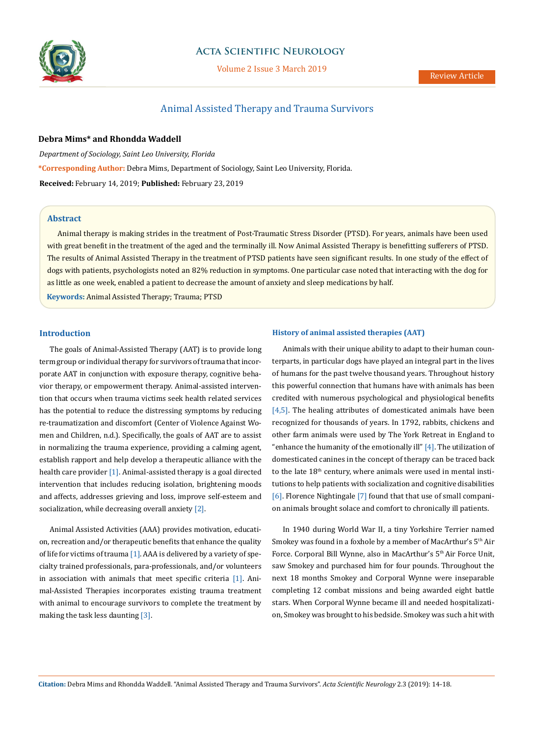Review Article

# Animal Assisted Therapy and Trauma Survivors

**Debra Mims\* and Rhondda Waddell**

*Department of Sociology, Saint Leo University, Florida*

**\*Corresponding Author:** Debra Mims, Department of Sociology, Saint Leo University, Florida.

**Received:** February 14, 2019; **Published:** February 23, 2019

## Abstract

Animal therapy is making strides in the treatment of Post-Traumatic Stress Disorder (PTSD). For years, animals have been used with great benefit in the treatment of the aged and the terminally ill. Now Animal Assisted Therapy is benefitting sufferers of PTSD. The results of Animal Assisted Therapy in the treatment of PTSD patients have seen significant results. In one study of the effect of dogs with patients, psychologists noted an 82% reduction in symptoms. One particular case noted that interacting with the dog for as little as one week, enabled a patient to decrease the amount of anxiety and sleep medications by half.

**Keywords:** Animal Assisted Therapy; Trauma; PTSD

## Introduction

The goals of Animal-Assisted Therapy (AAT) is to provide long term group or individual therapy for survivors of trauma that incorporate AAT in conjunction with exposure therapy, cognitive behavior therapy, or empowerment therapy. Animal-assisted intervention that occurs when trauma victims seek health related services has the potential to reduce the distressing symptoms by reducing re-traumatization and discomfort (Center of Violence Against Women and Children, n.d.). Specifically, the goals of AAT are to assist in normalizing the trauma experience, providing a calming agent, establish rapport and help develop a therapeutic alliance with the health care provider [1]. Animal-assisted therapy is a goal directed intervention that includes reducing isolation, brightening moods and affects, addresses grieving and loss, improve self-esteem and socialization, while decreasing overall anxiety [2].

Animal Assisted Activities (AAA) provides motivation, education, recreation and/or therapeutic benefits that enhance the quality of life for victims of trauma [1]. AAA is delivered by a variety of specialty trained professionals, para-professionals, and/or volunteers in association with animals that meet specific criteria [1]. Animal-Assisted Therapies incorporates existing trauma treatment with animal to encourage survivors to complete the treatment by making the task less daunting [3].

## History of animal assisted therapies (AAT)

Animals with their unique ability to adapt to their human counterparts, in particular dogs have played an integral part in the lives of humans for the past twelve thousand years. Throughout history this powerful connection that humans have with animals has been credited with numerous psychological and physiological benefits [4,5]. The healing attributes of domesticated animals have been recognized for thousands of years. In 1792, rabbits, chickens and other farm animals were used by The York Retreat in England to "enhance the humanity of the emotionally ill" [4]. The utilization of domesticated canines in the concept of therapy can be traced back to the late 18th century, where animals were used in mental institutions to help patients with socialization and cognitive disabilities [6]. Florence Nightingale [7] found that that use of small companion animals brought solace and comfort to chronically ill patients.

In 1940 during World War II, a tiny Yorkshire Terrier named Smokey was found in a foxhole by a member of MacArthur's 5th Air Force. Corporal Bill Wynne, also in MacArthur's 5th Air Force Unit, saw Smokey and purchased him for four pounds. Throughout the next 18 months Smokey and Corporal Wynne were inseparable completing 12 combat missions and being awarded eight battle stars. When Corporal Wynne became ill and needed hospitalization, Smokey was brought to his bedside. Smokey was such a hit with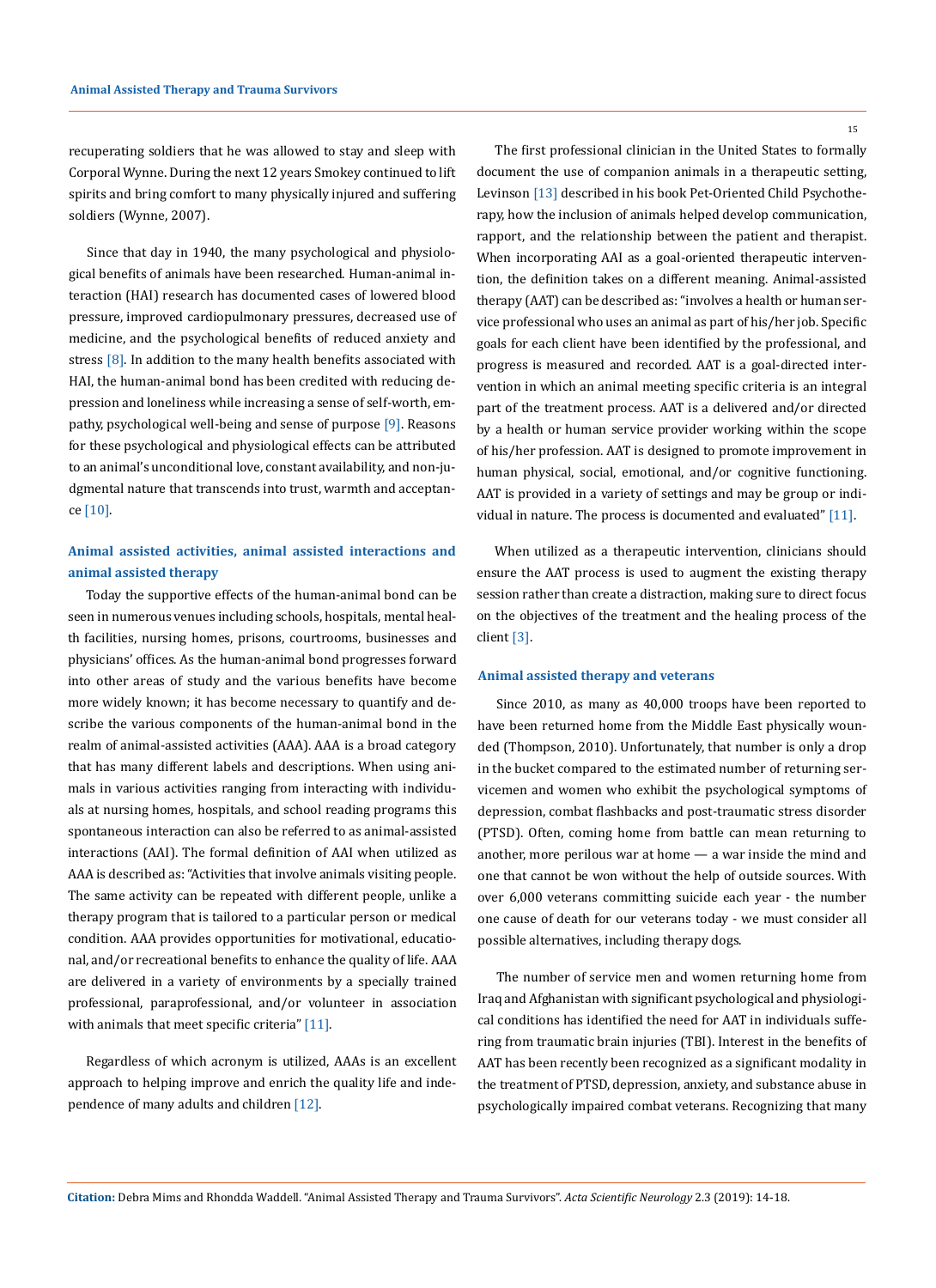recuperating soldiers that he was allowed to stay and sleep with Corporal Wynne. During the next 12 years Smokey continued to lift spirits and bring comfort to many physically injured and suffering soldiers (Wynne, 2007).

Since that day in 1940, the many psychological and physiological benefits of animals have been researched. Human-animal interaction (HAI) research has documented cases of lowered blood pressure, improved cardiopulmonary pressures, decreased use of medicine, and the psychological benefits of reduced anxiety and stress [8]. In addition to the many health benefits associated with HAI, the human-animal bond has been credited with reducing depression and loneliness while increasing a sense of self-worth, empathy, psychological well-being and sense of purpose [9]. Reasons for these psychological and physiological effects can be attributed to an animal's unconditional love, constant availability, and non-judgmental nature that transcends into trust, warmth and acceptance [10].

## Animal assisted activities, animal assisted interactions and animal assisted therapy

Today the supportive effects of the human-animal bond can be seen in numerous venues including schools, hospitals, mental health facilities, nursing homes, prisons, courtrooms, businesses and physicians' offices. As the human-animal bond progresses forward into other areas of study and the various benefits have become more widely known; it has become necessary to quantify and describe the various components of the human-animal bond in the realm of animal-assisted activities (AAA). AAA is a broad category that has many different labels and descriptions. When using animals in various activities ranging from interacting with individuals at nursing homes, hospitals, and school reading programs this spontaneous interaction can also be referred to as animal-assisted interactions (AAI). The formal definition of AAI when utilized as AAA is described as: "Activities that involve animals visiting people. The same activity can be repeated with different people, unlike a therapy program that is tailored to a particular person or medical condition. AAA provides opportunities for motivational, educational, and/or recreational benefits to enhance the quality of life. AAA are delivered in a variety of environments by a specially trained professional, paraprofessional, and/or volunteer in association with animals that meet specific criteria" [11].

Regardless of which acronym is utilized, AAAs is an excellent approach to helping improve and enrich the quality life and independence of many adults and children [12].

The first professional clinician in the United States to formally document the use of companion animals in a therapeutic setting, Levinson [13] described in his book Pet-Oriented Child Psychotherapy, how the inclusion of animals helped develop communication, rapport, and the relationship between the patient and therapist. When incorporating AAI as a goal-oriented therapeutic intervention, the definition takes on a different meaning. Animal-assisted therapy (AAT) can be described as: "involves a health or human service professional who uses an animal as part of his/her job. Specific goals for each client have been identified by the professional, and progress is measured and recorded. AAT is a goal-directed intervention in which an animal meeting specific criteria is an integral part of the treatment process. AAT is a delivered and/or directed by a health or human service provider working within the scope of his/her profession. AAT is designed to promote improvement in human physical, social, emotional, and/or cognitive functioning. AAT is provided in a variety of settings and may be group or individual in nature. The process is documented and evaluated" [11].

When utilized as a therapeutic intervention, clinicians should ensure the AAT process is used to augment the existing therapy session rather than create a distraction, making sure to direct focus on the objectives of the treatment and the healing process of the client [3].

## Animal assisted therapy and veterans

Since 2010, as many as 40,000 troops have been reported to have been returned home from the Middle East physically wounded (Thompson, 2010). Unfortunately, that number is only a drop in the bucket compared to the estimated number of returning servicemen and women who exhibit the psychological symptoms of depression, combat flashbacks and post-traumatic stress disorder (PTSD). Often, coming home from battle can mean returning to another, more perilous war at home — a war inside the mind and one that cannot be won without the help of outside sources. With over 6,000 veterans committing suicide each year - the number one cause of death for our veterans today - we must consider all possible alternatives, including therapy dogs.

The number of service men and women returning home from Iraq and Afghanistan with significant psychological and physiological conditions has identified the need for AAT in individuals suffering from traumatic brain injuries (TBI). Interest in the benefits of AAT has been recently been recognized as a significant modality in the treatment of PTSD, depression, anxiety, and substance abuse in psychologically impaired combat veterans. Recognizing that many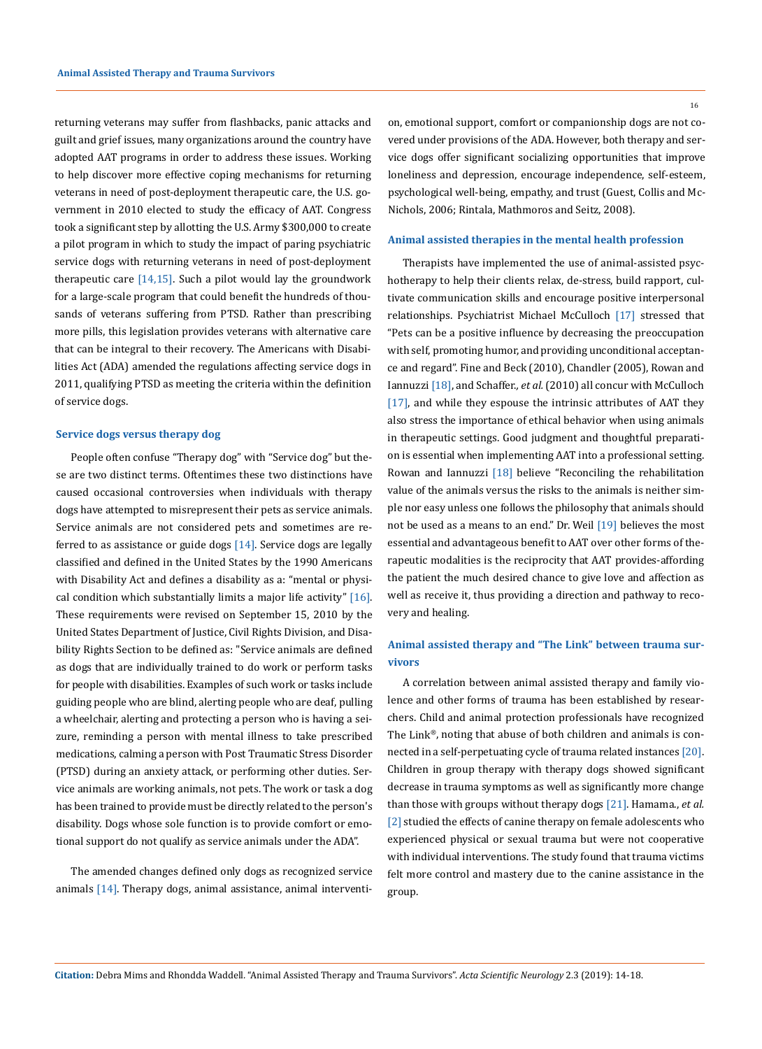returning veterans may suffer from flashbacks, panic attacks and guilt and grief issues, many organizations around the country have adopted AAT programs in order to address these issues. Working to help discover more effective coping mechanisms for returning veterans in need of post-deployment therapeutic care, the U.S. government in 2010 elected to study the efficacy of AAT. Congress took a significant step by allotting the U.S. Army $300,000 to create a pilot program in which to study the impact of paring psychiatric service dogs with returning veterans in need of post-deployment therapeutic care [14,15]. Such a pilot would lay the groundwork for a large-scale program that could benefit the hundreds of thousands of veterans suffering from PTSD. Rather than prescribing more pills, this legislation provides veterans with alternative care that can be integral to their recovery. The Americans with Disabilities Act (ADA) amended the regulations affecting service dogs in 2011, qualifying PTSD as meeting the criteria within the definition of service dogs.

## Service dogs versus therapy dog

People often confuse "Therapy dog" with "Service dog" but these are two distinct terms. Oftentimes these two distinctions have caused occasional controversies when individuals with therapy dogs have attempted to misrepresent their pets as service animals. Service animals are not considered pets and sometimes are referred to as assistance or guide dogs [14]. Service dogs are legally classified and defined in the United States by the 1990 Americans with Disability Act and defines a disability as a: "mental or physical condition which substantially limits a major life activity" [16]. These requirements were revised on September 15, 2010 by the United States Department of Justice, Civil Rights Division, and Disability Rights Section to be defined as: "Service animals are defined as dogs that are individually trained to do work or perform tasks for people with disabilities. Examples of such work or tasks include guiding people who are blind, alerting people who are deaf, pulling a wheelchair, alerting and protecting a person who is having a seizure, reminding a person with mental illness to take prescribed medications, calming a person with Post Traumatic Stress Disorder (PTSD) during an anxiety attack, or performing other duties. Service animals are working animals, not pets. The work or task a dog has been trained to provide must be directly related to the person's disability. Dogs whose sole function is to provide comfort or emotional support do not qualify as service animals under the ADA".

The amended changes defined only dogs as recognized service animals [14]. Therapy dogs, animal assistance, animal intervention, emotional support, comfort or companionship dogs are not covered under provisions of the ADA. However, both therapy and service dogs offer significant socializing opportunities that improve loneliness and depression, encourage independence, self-esteem, psychological well-being, empathy, and trust (Guest, Collis and McNichols, 2006; Rintala, Mathmoros and Seitz, 2008).

## Animal assisted therapies in the mental health profession

Therapists have implemented the use of animal-assisted psychotherapy to help their clients relax, de-stress, build rapport, cultivate communication skills and encourage positive interpersonal relationships. Psychiatrist Michael McCulloch [17] stressed that "Pets can be a positive influence by decreasing the preoccupation with self, promoting humor, and providing unconditional acceptance and regard". Fine and Beck (2010), Chandler (2005), Rowan and Iannuzzi [18], and Schaffer., *et al.* (2010) all concur with McCulloch [17], and while they espouse the intrinsic attributes of AAT they also stress the importance of ethical behavior when using animals in therapeutic settings. Good judgment and thoughtful preparation is essential when implementing AAT into a professional setting. Rowan and Iannuzzi [18] believe "Reconciling the rehabilitation value of the animals versus the risks to the animals is neither simple nor easy unless one follows the philosophy that animals should not be used as a means to an end." Dr. Weil [19] believes the most essential and advantageous benefit to AAT over other forms of therapeutic modalities is the reciprocity that AAT provides-affording the patient the much desired chance to give love and affection as well as receive it, thus providing a direction and pathway to recovery and healing.

## Animal assisted therapy and "The Link" between trauma survivors

A correlation between animal assisted therapy and family violence and other forms of trauma has been established by researchers. Child and animal protection professionals have recognized The Link®, noting that abuse of both children and animals is connected in a self-perpetuating cycle of trauma related instances [20]. Children in group therapy with therapy dogs showed significant decrease in trauma symptoms as well as significantly more change than those with groups without therapy dogs [21]. Hamama., *et al.* [2] studied the effects of canine therapy on female adolescents who experienced physical or sexual trauma but were not cooperative with individual interventions. The study found that trauma victims felt more control and mastery due to the canine assistance in the group.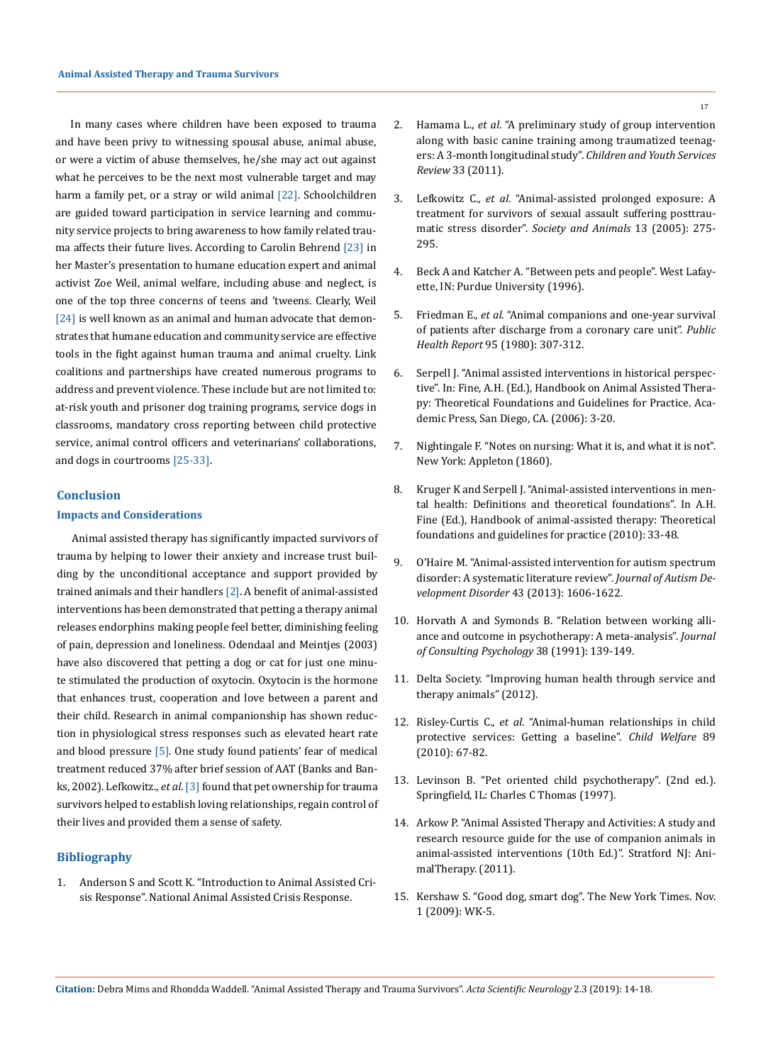In many cases where children have been exposed to trauma and have been privy to witnessing spousal abuse, animal abuse, or were a victim of abuse themselves, he/she may act out against what he perceives to be the next most vulnerable target and may harm a family pet, or a stray or wild animal [22]. Schoolchildren are guided toward participation in service learning and community service projects to bring awareness to how family related trauma affects their future lives. According to Carolin Behrend [23] in her Master's presentation to humane education expert and animal activist Zoe Weil, animal welfare, including abuse and neglect, is one of the top three concerns of teens and 'tweens. Clearly, Weil [24] is well known as an animal and human advocate that demonstrates that humane education and community service are effective tools in the fight against human trauma and animal cruelty. Link coalitions and partnerships have created numerous programs to address and prevent violence. These include but are not limited to: at-risk youth and prisoner dog training programs, service dogs in classrooms, mandatory cross reporting between child protective service, animal control officers and veterinarians' collaborations, and dogs in courtrooms [25-33].

## Conclusion

### Impacts and Considerations

Animal assisted therapy has significantly impacted survivors of trauma by helping to lower their anxiety and increase trust building by the unconditional acceptance and support provided by trained animals and their handlers [2]. A benefit of animal-assisted interventions has been demonstrated that petting a therapy animal releases endorphins making people feel better, diminishing feeling of pain, depression and loneliness. Odendaal and Meintjes (2003) have also discovered that petting a dog or cat for just one minute stimulated the production of oxytocin. Oxytocin is the hormone that enhances trust, cooperation and love between a parent and their child. Research in animal companionship has shown reduction in physiological stress responses such as elevated heart rate and blood pressure [5]. One study found patients' fear of medical treatment reduced 37% after brief session of AAT (Banks and Banks, 2002). Lefkowitz., *et al*. [3] found that pet ownership for trauma survivors helped to establish loving relationships, regain control of their lives and provided them a sense of safety.

## Bibliography

1. Anderson S and Scott K. "Introduction to Animal Assisted Crisis Response". National Animal Assisted Crisis Response.
2. Hamama L., *et al*. "A preliminary study of group intervention along with basic canine training among traumatized teenagers: A 3-month longitudinal study". *Children and Youth Services Review* 33 (2011).
3. Lefkowitz C., *et al*. "Animal-assisted prolonged exposure: A treatment for survivors of sexual assault suffering posttraumatic stress disorder". *Society and Animals* 13 (2005): 275-295.
4. Beck A and Katcher A. "Between pets and people". West Lafayette, IN: Purdue University (1996).
5. Friedman E., *et al*. "Animal companions and one-year survival of patients after discharge from a coronary care unit". *Public Health Report* 95 (1980): 307-312.
6. Serpell J. "Animal assisted interventions in historical perspective". In: Fine, A.H. (Ed.), Handbook on Animal Assisted Therapy: Theoretical Foundations and Guidelines for Practice. Academic Press, San Diego, CA. (2006): 3-20.
7. Nightingale F. "Notes on nursing: What it is, and what it is not". New York: Appleton (1860).
8. Kruger K and Serpell J. "Animal-assisted interventions in mental health: Definitions and theoretical foundations". In A.H. Fine (Ed.), Handbook of animal-assisted therapy: Theoretical foundations and guidelines for practice (2010): 33-48.
9. O'Haire M. "Animal-assisted intervention for autism spectrum disorder: A systematic literature review". *Journal of Autism Development Disorder* 43 (2013): 1606-1622.
10. Horvath A and Symonds B. "Relation between working alliance and outcome in psychotherapy: A meta-analysis". *Journal of Consulting Psychology* 38 (1991): 139-149.
11. Delta Society. "Improving human health through service and therapy animals" (2012).
12. Risley-Curtis C., *et al*. "Animal-human relationships in child protective services: Getting a baseline". *Child Welfare* 89 (2010): 67-82.
13. Levinson B. "Pet oriented child psychotherapy". (2nd ed.). Springfield, IL: Charles C Thomas (1997).
14. Arkow P. "Animal Assisted Therapy and Activities: A study and research resource guide for the use of companion animals in animal-assisted interventions (10th Ed.)". Stratford NJ: AnimalTherapy. (2011).
15. Kershaw S. "Good dog, smart dog". The New York Times. Nov. 1 (2009): WK-5.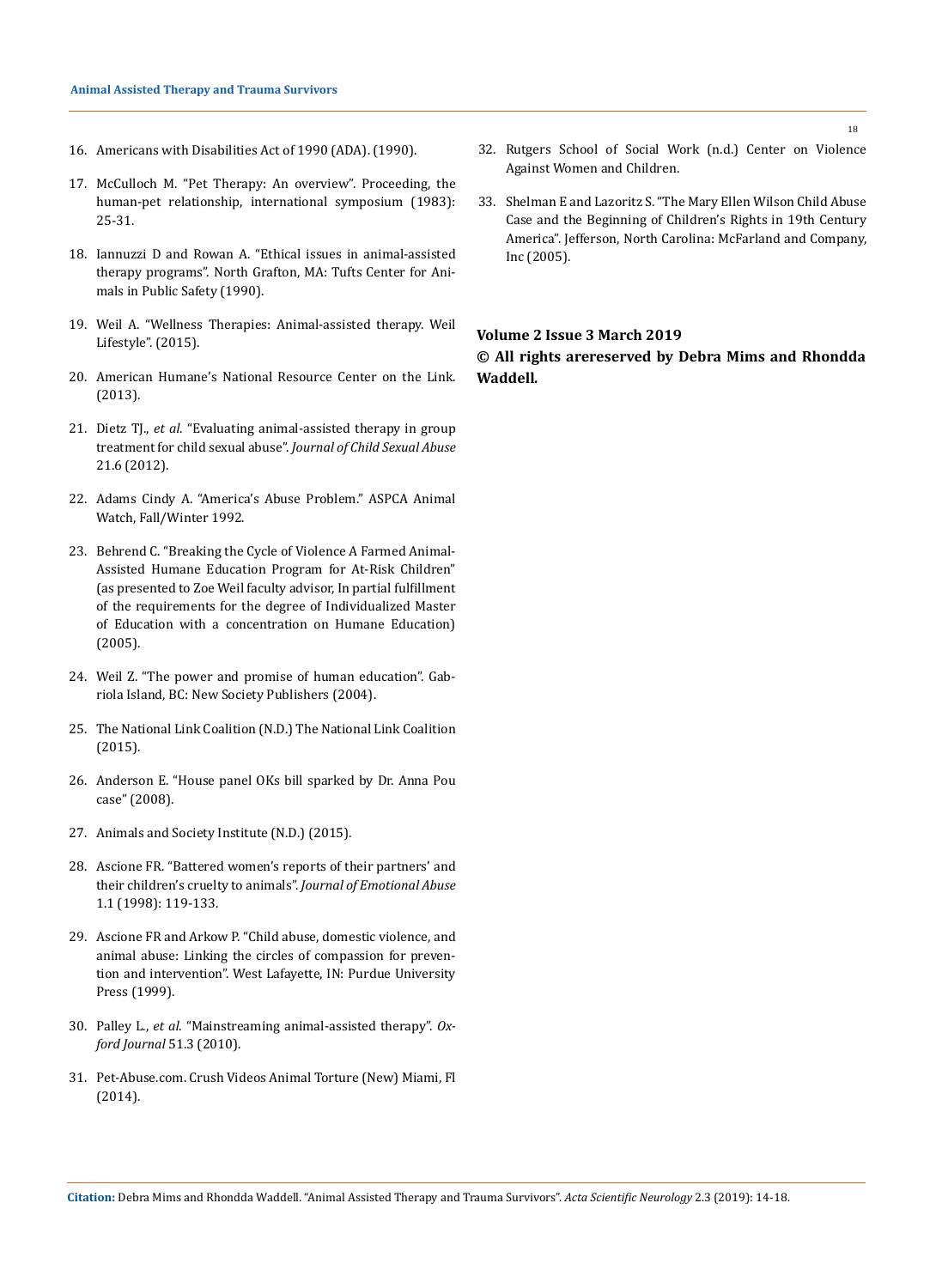16. Americans with Disabilities Act of 1990 (ADA). (1990).
17. McCulloch M. "Pet Therapy: An overview". Proceeding, the human-pet relationship, international symposium (1983): 25-31.
18. Iannuzzi D and Rowan A. "Ethical issues in animal-assisted therapy programs". North Grafton, MA: Tufts Center for Animals in Public Safety (1990).
19. Weil A. "Wellness Therapies: Animal-assisted therapy. Weil Lifestyle". (2015).
20. American Humane's National Resource Center on the Link. (2013).
21. Dietz TJ., *et al.* "Evaluating animal-assisted therapy in group treatment for child sexual abuse". *Journal of Child Sexual Abuse* 21.6 (2012).
22. Adams Cindy A. "America's Abuse Problem." ASPCA Animal Watch, Fall/Winter 1992.
23. Behrend C. "Breaking the Cycle of Violence A Farmed Animal-Assisted Humane Education Program for At-Risk Children" (as presented to Zoe Weil faculty advisor, In partial fulfillment of the requirements for the degree of Individualized Master of Education with a concentration on Humane Education) (2005).
24. Weil Z. "The power and promise of human education". Gabriola Island, BC: New Society Publishers (2004).
25. The National Link Coalition (N.D.) The National Link Coalition (2015).
26. Anderson E. "House panel OKs bill sparked by Dr. Anna Pou case" (2008).
27. Animals and Society Institute (N.D.) (2015).
28. Ascione FR. "Battered women's reports of their partners' and their children's cruelty to animals". *Journal of Emotional Abuse* 1.1 (1998): 119-133.
29. Ascione FR and Arkow P. "Child abuse, domestic violence, and animal abuse: Linking the circles of compassion for prevention and intervention". West Lafayette, IN: Purdue University Press (1999).
30. Palley L., *et al.* "Mainstreaming animal-assisted therapy". *Oxford Journal* 51.3 (2010).
31. Pet-Abuse.com. Crush Videos Animal Torture (New) Miami, Fl (2014).
32. Rutgers School of Social Work (n.d.) Center on Violence Against Women and Children.
33. Shelman E and Lazoritz S. "The Mary Ellen Wilson Child Abuse Case and the Beginning of Children's Rights in 19th Century America". Jefferson, North Carolina: McFarland and Company, Inc (2005).

**Volume 2 Issue 3 March 2019**

**© All rights arereserved by Debra Mims and Rhondda Waddell.**